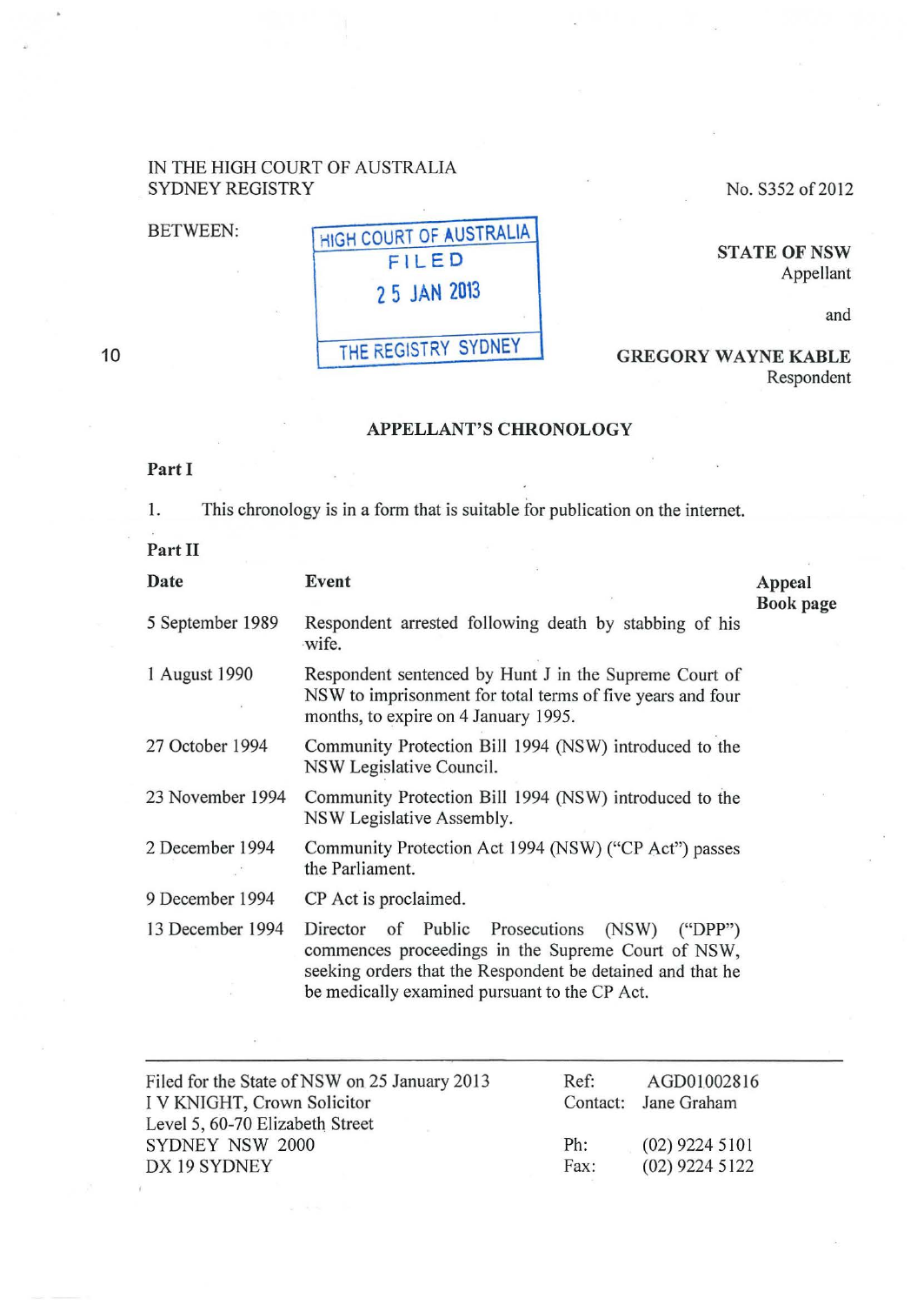IN THE HIGH COURT OF AUSTRALIA
SYDNEY REGISTRY

No. S352 of 2012

BETWEEN:

HIGH COURT OF AUSTRALIA
FILED
25 JAN 2013
THE REGISTRY SYDNEY

**STATE OF NSW**
Appellant

and

**GREGORY WAYNE KABLE**
Respondent

## APPELLANT'S CHRONOLOGY

**Part I**

1. This chronology is in a form that is suitable for publication on the internet.

**Part II**

| **Date** | **Event** | **Appeal Book page** |
|---|---|---|
| 5 September 1989 | Respondent arrested following death by stabbing of his wife. | |
| 1 August 1990 | Respondent sentenced by Hunt J in the Supreme Court of NSW to imprisonment for total terms of five years and four months, to expire on 4 January 1995. | |
| 27 October 1994 | Community Protection Bill 1994 (NSW) introduced to the NSW Legislative Council. | |
| 23 November 1994 | Community Protection Bill 1994 (NSW) introduced to the NSW Legislative Assembly. | |
| 2 December 1994 | Community Protection Act 1994 (NSW) ("CP Act") passes the Parliament. | |
| 9 December 1994 | CP Act is proclaimed. | |
| 13 December 1994 | Director of Public Prosecutions (NSW) ("DPP") commences proceedings in the Supreme Court of NSW, seeking orders that the Respondent be detained and that he be medically examined pursuant to the CP Act. | |

---

Filed for the State of NSW on 25 January 2013
I V KNIGHT, Crown Solicitor
Level 5, 60-70 Elizabeth Street
SYDNEY NSW 2000
DX 19 SYDNEY

Ref: AGD01002816
Contact: Jane Graham

Ph: (02) 9224 5101
Fax: (02) 9224 5122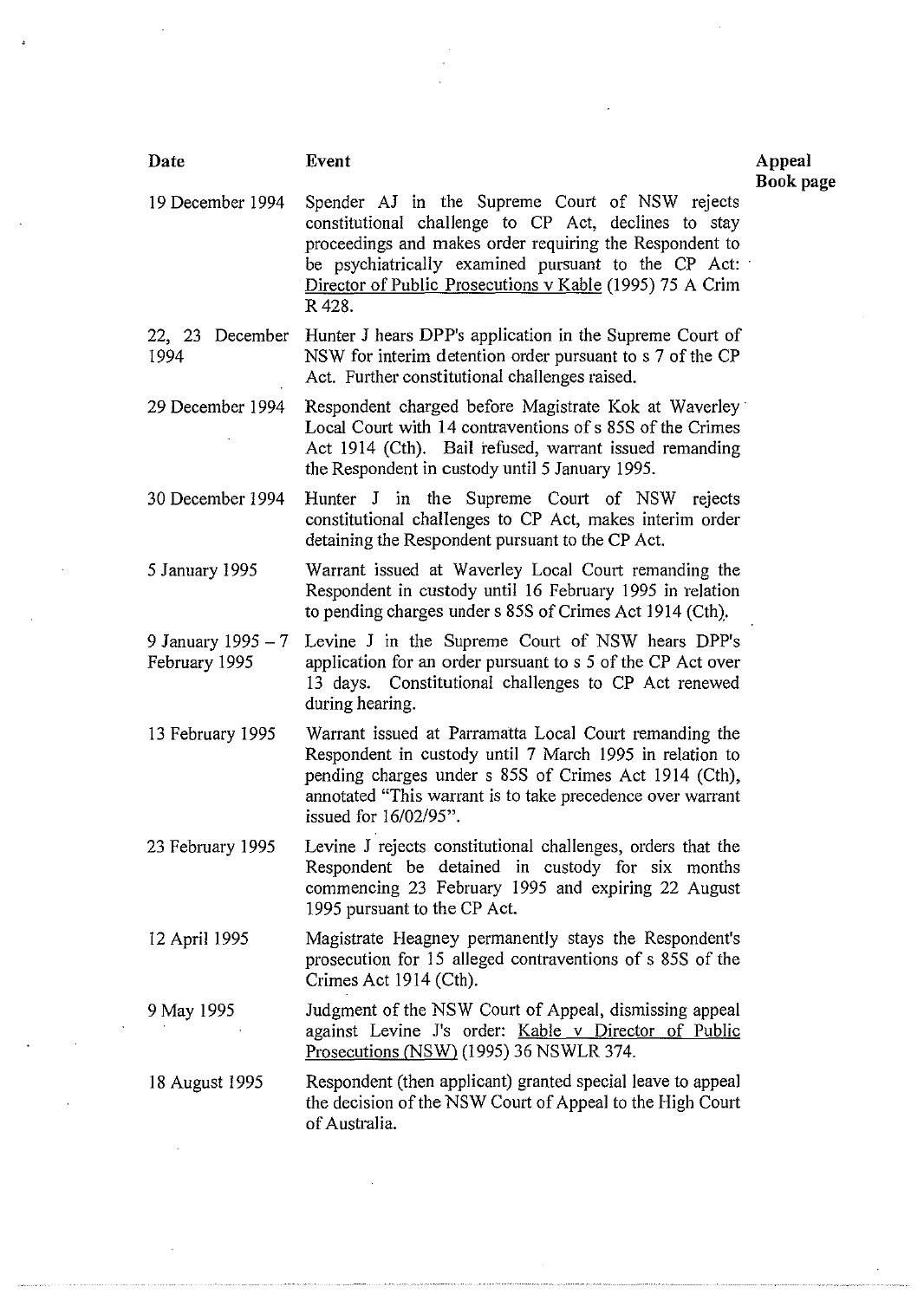| Date | Event | Appeal Book page |
| --- | --- | --- |
| 19 December 1994 | Spender AJ in the Supreme Court of NSW rejects constitutional challenge to CP Act, declines to stay proceedings and makes order requiring the Respondent to be psychiatrically examined pursuant to the CP Act: Director of Public Prosecutions v Kable (1995) 75 A Crim R 428. | |
| 22, 23 December 1994 | Hunter J hears DPP's application in the Supreme Court of NSW for interim detention order pursuant to s 7 of the CP Act. Further constitutional challenges raised. | |
| 29 December 1994 | Respondent charged before Magistrate Kok at Waverley Local Court with 14 contraventions of s 85S of the Crimes Act 1914 (Cth). Bail refused, warrant issued remanding the Respondent in custody until 5 January 1995. | |
| 30 December 1994 | Hunter J in the Supreme Court of NSW rejects constitutional challenges to CP Act, makes interim order detaining the Respondent pursuant to the CP Act. | |
| 5 January 1995 | Warrant issued at Waverley Local Court remanding the Respondent in custody until 16 February 1995 in relation to pending charges under s 85S of Crimes Act 1914 (Cth). | |
| 9 January 1995 – 7 February 1995 | Levine J in the Supreme Court of NSW hears DPP's application for an order pursuant to s 5 of the CP Act over 13 days. Constitutional challenges to CP Act renewed during hearing. | |
| 13 February 1995 | Warrant issued at Parramatta Local Court remanding the Respondent in custody until 7 March 1995 in relation to pending charges under s 85S of Crimes Act 1914 (Cth), annotated "This warrant is to take precedence over warrant issued for 16/02/95". | |
| 23 February 1995 | Levine J rejects constitutional challenges, orders that the Respondent be detained in custody for six months commencing 23 February 1995 and expiring 22 August 1995 pursuant to the CP Act. | |
| 12 April 1995 | Magistrate Heagney permanently stays the Respondent's prosecution for 15 alleged contraventions of s 85S of the Crimes Act 1914 (Cth). | |
| 9 May 1995 | Judgment of the NSW Court of Appeal, dismissing appeal against Levine J's order: Kable v Director of Public Prosecutions (NSW) (1995) 36 NSWLR 374. | |
| 18 August 1995 | Respondent (then applicant) granted special leave to appeal the decision of the NSW Court of Appeal to the High Court of Australia. | |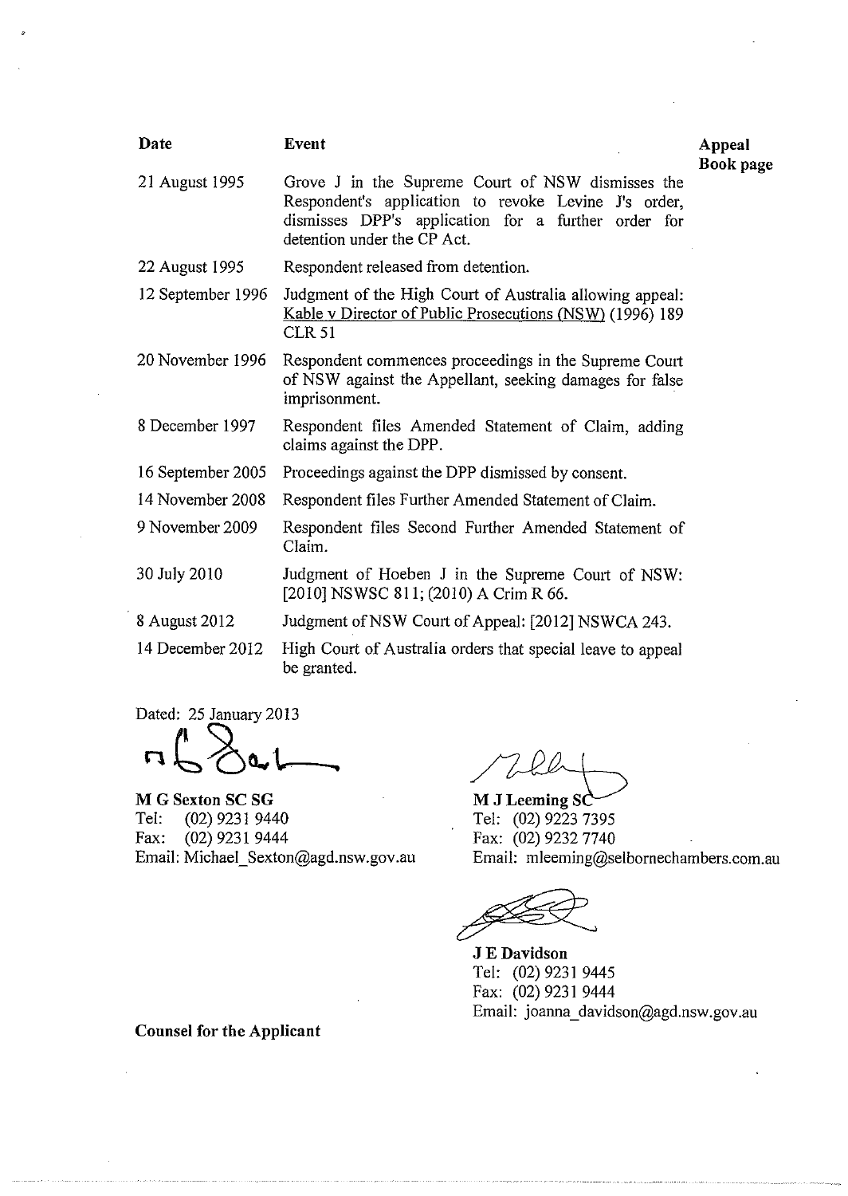| Date | Event | Appeal Book page |
|---|---|---|
| 21 August 1995 | Grove J in the Supreme Court of NSW dismisses the Respondent's application to revoke Levine J's order, dismisses DPP's application for a further order for detention under the CP Act. | |
| 22 August 1995 | Respondent released from detention. | |
| 12 September 1996 | Judgment of the High Court of Australia allowing appeal: Kable v Director of Public Prosecutions (NSW) (1996) 189 CLR 51 | |
| 20 November 1996 | Respondent commences proceedings in the Supreme Court of NSW against the Appellant, seeking damages for false imprisonment. | |
| 8 December 1997 | Respondent files Amended Statement of Claim, adding claims against the DPP. | |
| 16 September 2005 | Proceedings against the DPP dismissed by consent. | |
| 14 November 2008 | Respondent files Further Amended Statement of Claim. | |
| 9 November 2009 | Respondent files Second Further Amended Statement of Claim. | |
| 30 July 2010 | Judgment of Hoeben J in the Supreme Court of NSW: [2010] NSWSC 811; (2010) A Crim R 66. | |
| 8 August 2012 | Judgment of NSW Court of Appeal: [2012] NSWCA 243. | |
| 14 December 2012 | High Court of Australia orders that special leave to appeal be granted. | |

Dated: 25 January 2013

**M G Sexton SC SG**
Tel: (02) 9231 9440
Fax: (02) 9231 9444
Email: Michael_Sexton@agd.nsw.gov.au

**M J Leeming SC**
Tel: (02) 9223 7395
Fax: (02) 9232 7740
Email: mleeming@selbornechambers.com.au

**J E Davidson**
Tel: (02) 9231 9445
Fax: (02) 9231 9444
Email: joanna_davidson@agd.nsw.gov.au

**Counsel for the Applicant**